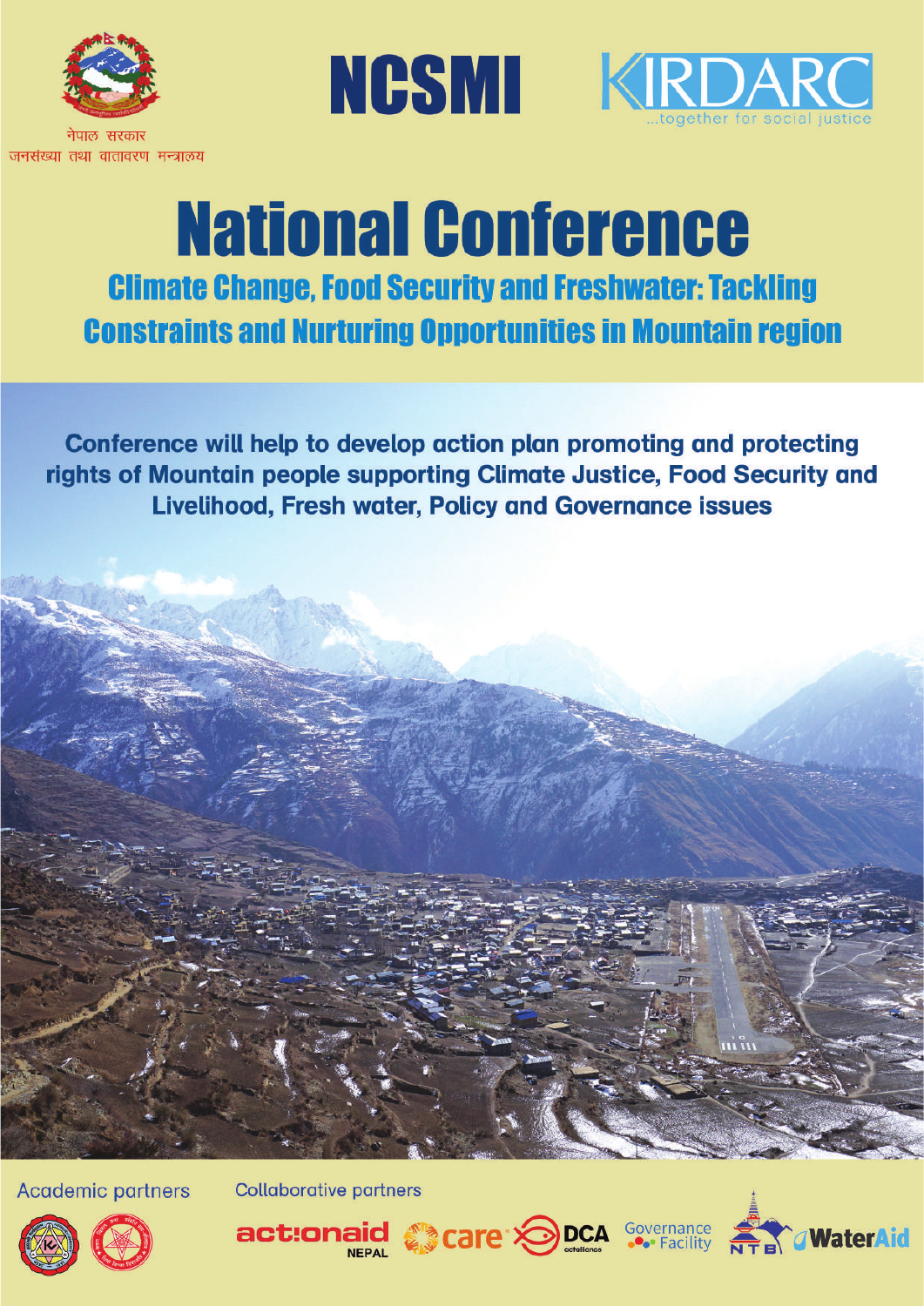नेपाल सरकार
जनसंख्या तथा वातावरण मन्त्रालय

NCSMI

KIRDARC
...together for social justice

# National Conference

## Climate Change, Food Security and Freshwater: Tackling Constraints and Nurturing Opportunities in Mountain region

**Conference will help to develop action plan promoting and protecting rights of Mountain people supporting Climate Justice, Food Security and Livelihood, Fresh water, Policy and Governance issues**

Academic partners

Collaborative partners

actionaid NEPAL | care | DCA | Governance Facility | NTB | WaterAid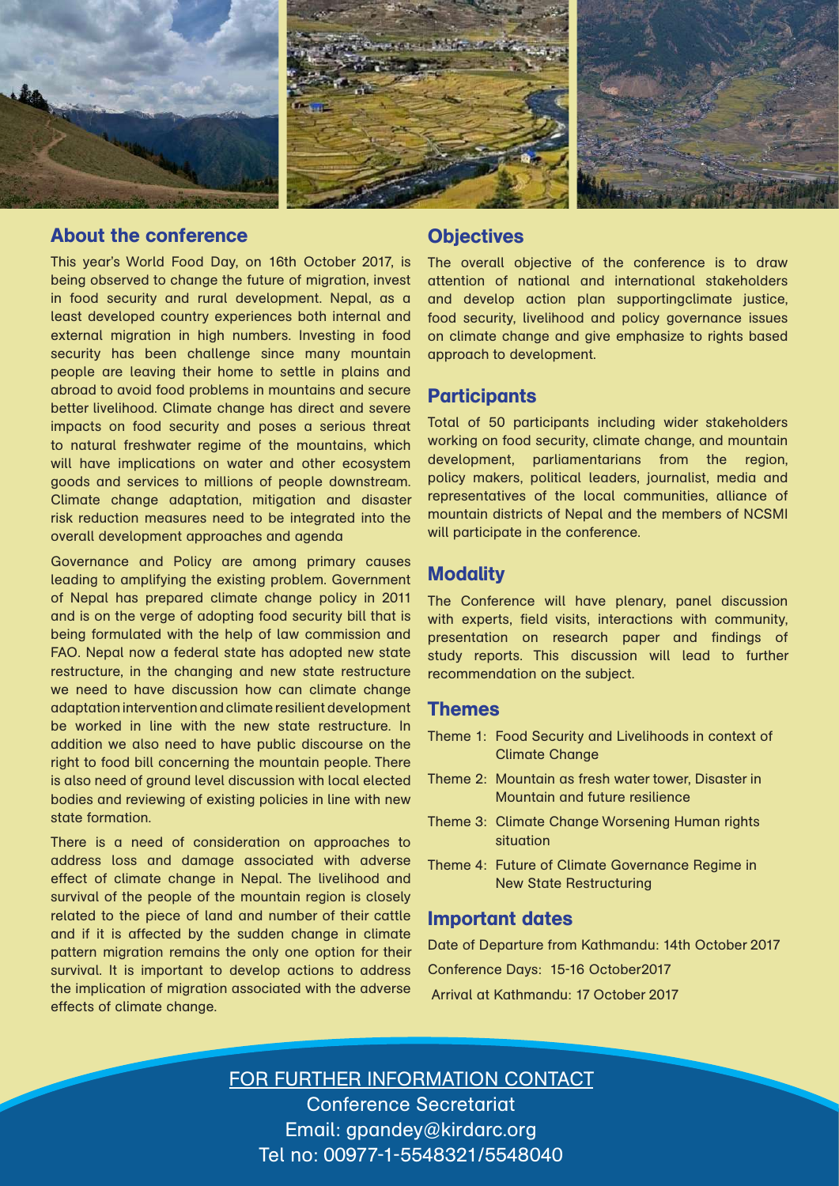## About the conference

This year's World Food Day, on 16th October 2017, is being observed to change the future of migration, invest in food security and rural development. Nepal, as a least developed country experiences both internal and external migration in high numbers. Investing in food security has been challenge since many mountain people are leaving their home to settle in plains and abroad to avoid food problems in mountains and secure better livelihood. Climate change has direct and severe impacts on food security and poses a serious threat to natural freshwater regime of the mountains, which will have implications on water and other ecosystem goods and services to millions of people downstream. Climate change adaptation, mitigation and disaster risk reduction measures need to be integrated into the overall development approaches and agenda

Governance and Policy are among primary causes leading to amplifying the existing problem. Government of Nepal has prepared climate change policy in 2011 and is on the verge of adopting food security bill that is being formulated with the help of law commission and FAO. Nepal now a federal state has adopted new state restructure, in the changing and new state restructure we need to have discussion how can climate change adaptation intervention and climate resilient development be worked in line with the new state restructure. In addition we also need to have public discourse on the right to food bill concerning the mountain people. There is also need of ground level discussion with local elected bodies and reviewing of existing policies in line with new state formation.

There is a need of consideration on approaches to address loss and damage associated with adverse effect of climate change in Nepal. The livelihood and survival of the people of the mountain region is closely related to the piece of land and number of their cattle and if it is affected by the sudden change in climate pattern migration remains the only one option for their survival. It is important to develop actions to address the implication of migration associated with the adverse effects of climate change.

## Objectives

The overall objective of the conference is to draw attention of national and international stakeholders and develop action plan supportingclimate justice, food security, livelihood and policy governance issues on climate change and give emphasize to rights based approach to development.

## Participants

Total of 50 participants including wider stakeholders working on food security, climate change, and mountain development, parliamentarians from the region, policy makers, political leaders, journalist, media and representatives of the local communities, alliance of mountain districts of Nepal and the members of NCSMI will participate in the conference.

## Modality

The Conference will have plenary, panel discussion with experts, field visits, interactions with community, presentation on research paper and findings of study reports. This discussion will lead to further recommendation on the subject.

## Themes

- Theme 1: Food Security and Livelihoods in context of Climate Change
- Theme 2: Mountain as fresh water tower, Disaster in Mountain and future resilience
- Theme 3: Climate Change Worsening Human rights situation
- Theme 4: Future of Climate Governance Regime in New State Restructuring

## Important dates

Date of Departure from Kathmandu: 14th October 2017

Conference Days: 15-16 October2017

Arrival at Kathmandu: 17 October 2017

FOR FURTHER INFORMATION CONTACT

Conference Secretariat

Email: gpandey@kirdarc.org

Tel no: 00977-1-5548321/5548040